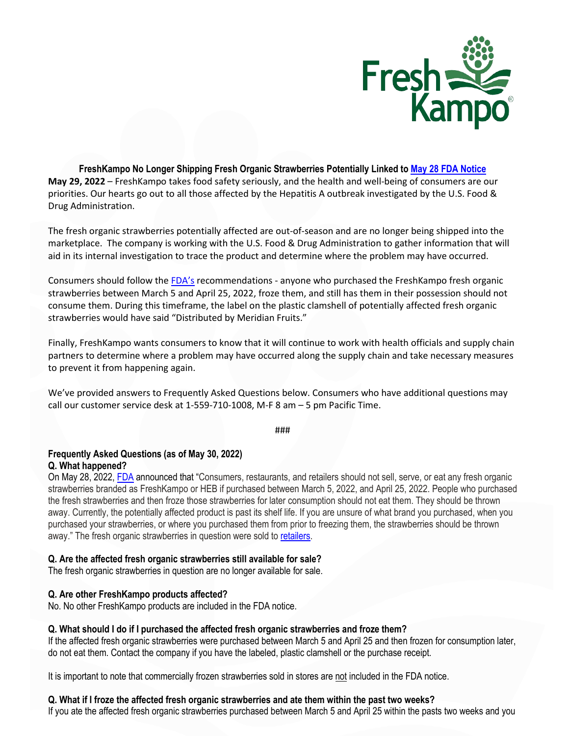## FreshKampo No Longer Shipping Fresh Organic Strawberries Potentially Linked to [May 28 FDA Notice]

**May 29, 2022** – FreshKampo takes food safety seriously, and the health and well-being of consumers are our priorities. Our hearts go out to all those affected by the Hepatitis A outbreak investigated by the U.S. Food & Drug Administration.

The fresh organic strawberries potentially affected are out-of-season and are no longer being shipped into the marketplace. The company is working with the U.S. Food & Drug Administration to gather information that will aid in its internal investigation to trace the product and determine where the problem may have occurred.

Consumers should follow the FDA's recommendations - anyone who purchased the FreshKampo fresh organic strawberries between March 5 and April 25, 2022, froze them, and still has them in their possession should not consume them. During this timeframe, the label on the plastic clamshell of potentially affected fresh organic strawberries would have said "Distributed by Meridian Fruits."

Finally, FreshKampo wants consumers to know that it will continue to work with health officials and supply chain partners to determine where a problem may have occurred along the supply chain and take necessary measures to prevent it from happening again.

We've provided answers to Frequently Asked Questions below. Consumers who have additional questions may call our customer service desk at 1-559-710-1008, M-F 8 am – 5 pm Pacific Time.

###

### Frequently Asked Questions (as of May 30, 2022)

**Q. What happened?**

On May 28, 2022, FDA announced that "Consumers, restaurants, and retailers should not sell, serve, or eat any fresh organic strawberries branded as FreshKampo or HEB if purchased between March 5, 2022, and April 25, 2022. People who purchased the fresh strawberries and then froze those strawberries for later consumption should not eat them. They should be thrown away. Currently, the potentially affected product is past its shelf life. If you are unsure of what brand you purchased, when you purchased your strawberries, or where you purchased them from prior to freezing them, the strawberries should be thrown away." The fresh organic strawberries in question were sold to retailers.

**Q. Are the affected fresh organic strawberries still available for sale?**

The fresh organic strawberries in question are no longer available for sale.

**Q. Are other FreshKampo products affected?**

No. No other FreshKampo products are included in the FDA notice.

**Q. What should I do if I purchased the affected fresh organic strawberries and froze them?**

If the affected fresh organic strawberries were purchased between March 5 and April 25 and then frozen for consumption later, do not eat them. Contact the company if you have the labeled, plastic clamshell or the purchase receipt.

It is important to note that commercially frozen strawberries sold in stores are not included in the FDA notice.

**Q. What if I froze the affected fresh organic strawberries and ate them within the past two weeks?**

If you ate the affected fresh organic strawberries purchased between March 5 and April 25 within the pasts two weeks and you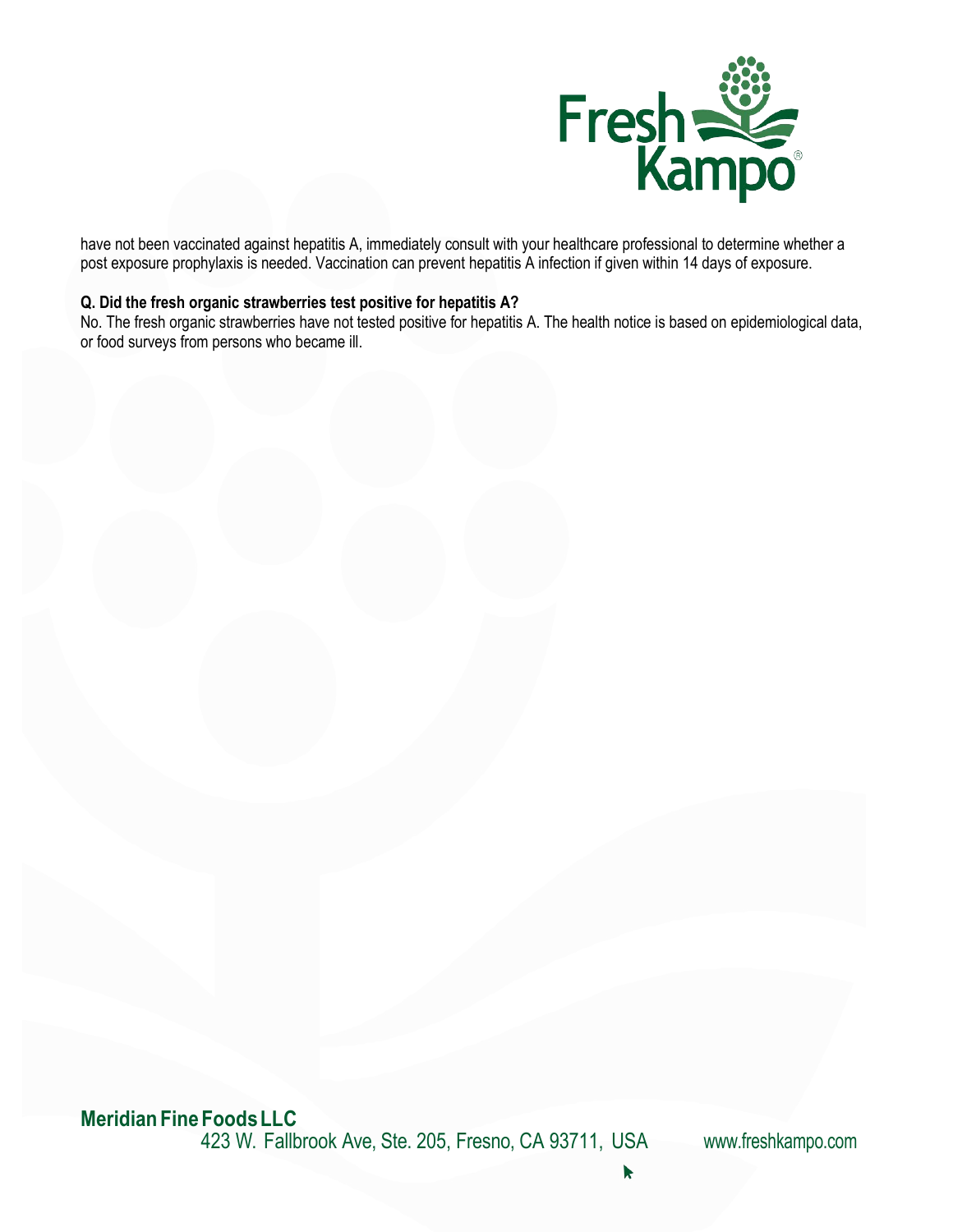have not been vaccinated against hepatitis A, immediately consult with your healthcare professional to determine whether a post exposure prophylaxis is needed. Vaccination can prevent hepatitis A infection if given within 14 days of exposure.

**Q. Did the fresh organic strawberries test positive for hepatitis A?**

No. The fresh organic strawberries have not tested positive for hepatitis A. The health notice is based on epidemiological data, or food surveys from persons who became ill.

**Meridian Fine Foods LLC**

423 W. Fallbrook Ave, Ste. 205, Fresno, CA 93711, USA    www.freshkampo.com